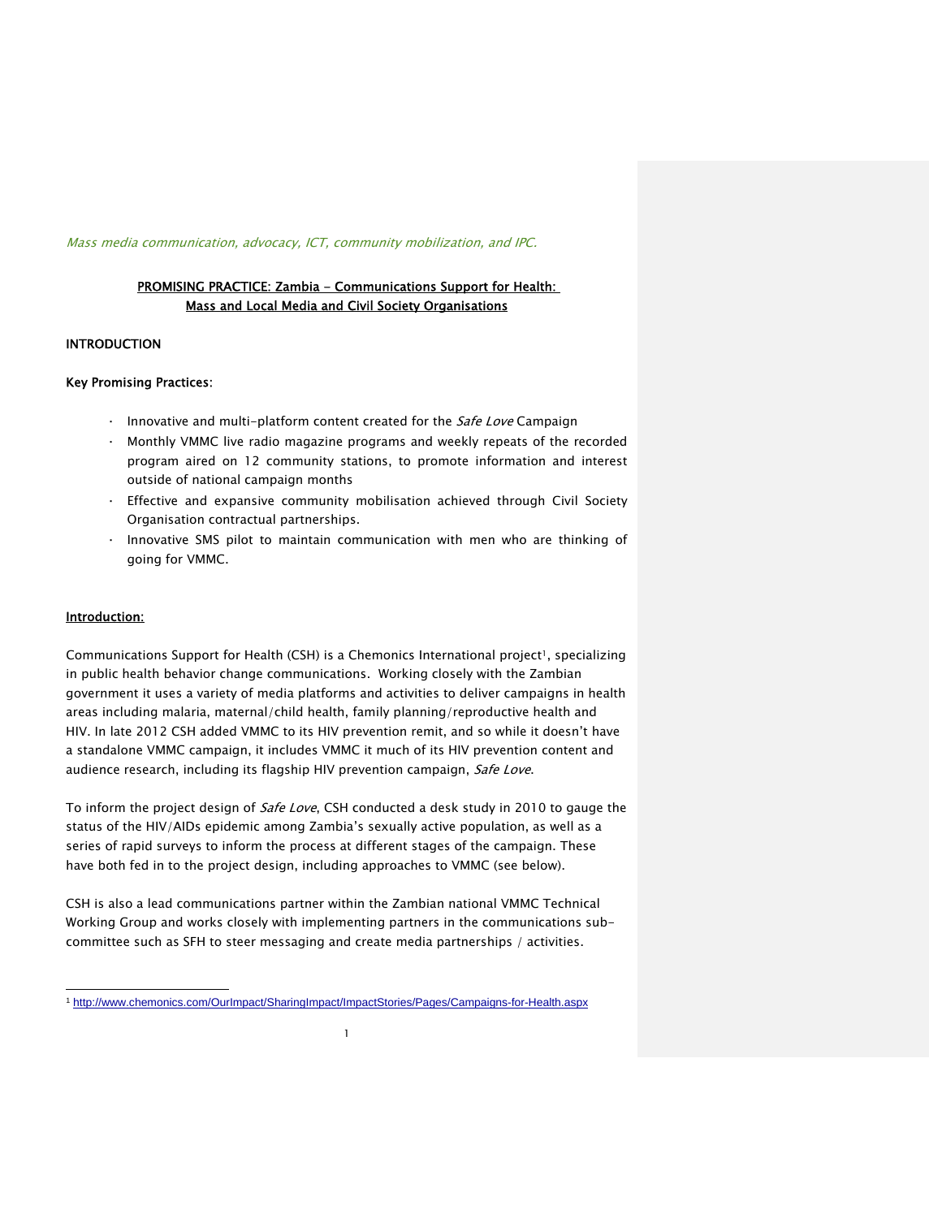*Mass media communication, advocacy, ICT, community mobilization, and IPC.*

# PROMISING PRACTICE: Zambia - Communications Support for Health: Mass and Local Media and Civil Society Organisations

## INTRODUCTION

**Key Promising Practices**:

- Innovative and multi-platform content created for the *Safe Love* Campaign
- Monthly VMMC live radio magazine programs and weekly repeats of the recorded program aired on 12 community stations, to promote information and interest outside of national campaign months
- Effective and expansive community mobilisation achieved through Civil Society Organisation contractual partnerships.
- Innovative SMS pilot to maintain communication with men who are thinking of going for VMMC.

## Introduction:

Communications Support for Health (CSH) is a Chemonics International project[1], specializing in public health behavior change communications. Working closely with the Zambian government it uses a variety of media platforms and activities to deliver campaigns in health areas including malaria, maternal/child health, family planning/reproductive health and HIV. In late 2012 CSH added VMMC to its HIV prevention remit, and so while it doesn't have a standalone VMMC campaign, it includes VMMC it much of its HIV prevention content and audience research, including its flagship HIV prevention campaign, *Safe Love*.

To inform the project design of *Safe Love*, CSH conducted a desk study in 2010 to gauge the status of the HIV/AIDs epidemic among Zambia's sexually active population, as well as a series of rapid surveys to inform the process at different stages of the campaign. These have both fed in to the project design, including approaches to VMMC (see below).

CSH is also a lead communications partner within the Zambian national VMMC Technical Working Group and works closely with implementing partners in the communications sub-committee such as SFH to steer messaging and create media partnerships / activities.

[1] http://www.chemonics.com/OurImpact/SharingImpact/ImpactStories/Pages/Campaigns-for-Health.aspx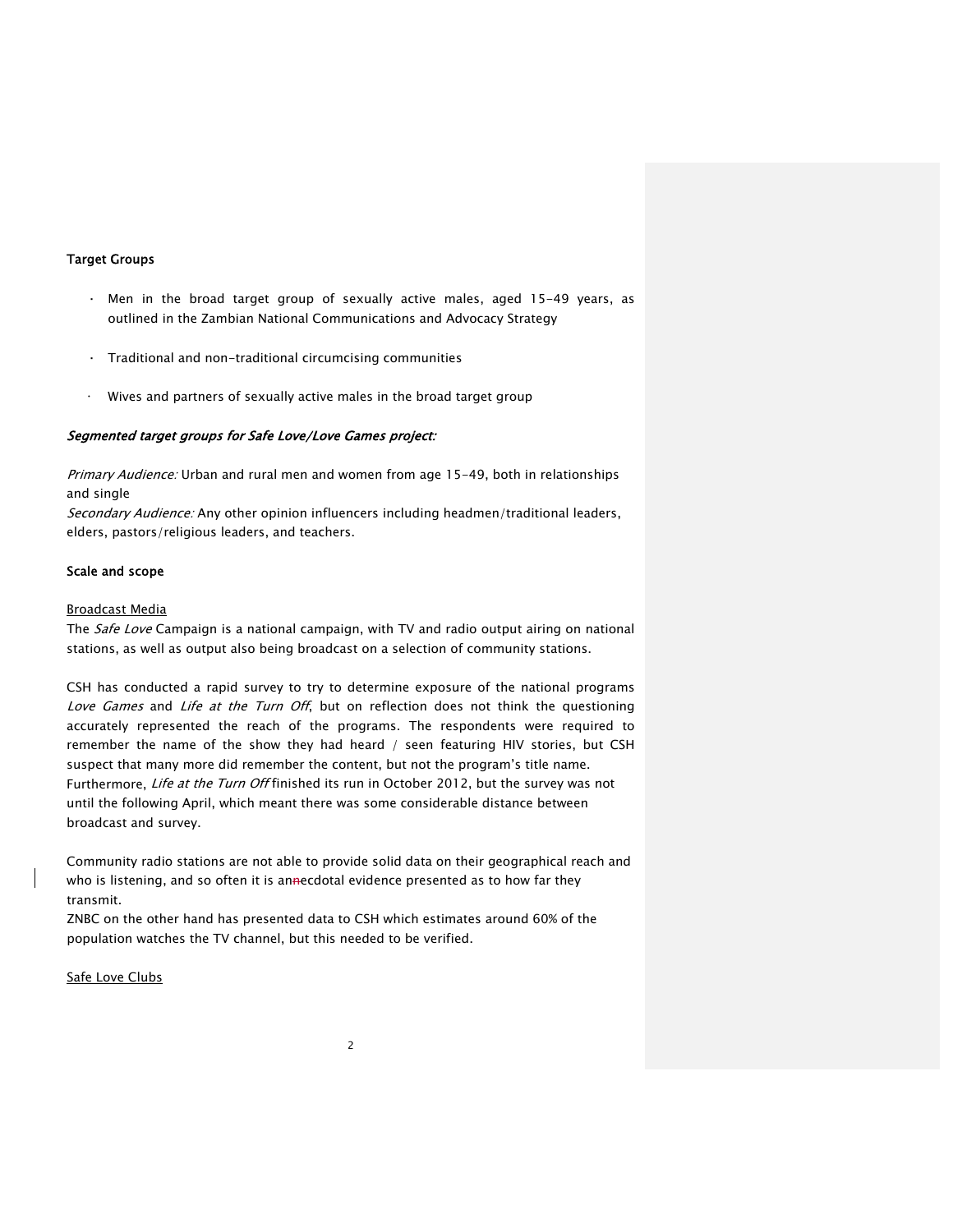**Target Groups**

- Men in the broad target group of sexually active males, aged 15-49 years, as outlined in the Zambian National Communications and Advocacy Strategy
- Traditional and non-traditional circumcising communities
- Wives and partners of sexually active males in the broad target group

***Segmented target groups for Safe Love/Love Games project:***

*Primary Audience:* Urban and rural men and women from age 15-49, both in relationships and single
*Secondary Audience:* Any other opinion influencers including headmen/traditional leaders, elders, pastors/religious leaders, and teachers.

**Scale and scope**

Broadcast Media

The *Safe Love* Campaign is a national campaign, with TV and radio output airing on national stations, as well as output also being broadcast on a selection of community stations.

CSH has conducted a rapid survey to try to determine exposure of the national programs *Love Games* and *Life at the Turn Off*, but on reflection does not think the questioning accurately represented the reach of the programs. The respondents were required to remember the name of the show they had heard / seen featuring HIV stories, but CSH suspect that many more did remember the content, but not the program's title name. Furthermore, *Life at the Turn Off* finished its run in October 2012, but the survey was not until the following April, which meant there was some considerable distance between broadcast and survey.

Community radio stations are not able to provide solid data on their geographical reach and who is listening, and so often it is anecdotal evidence presented as to how far they transmit.
ZNBC on the other hand has presented data to CSH which estimates around 60% of the population watches the TV channel, but this needed to be verified.

Safe Love Clubs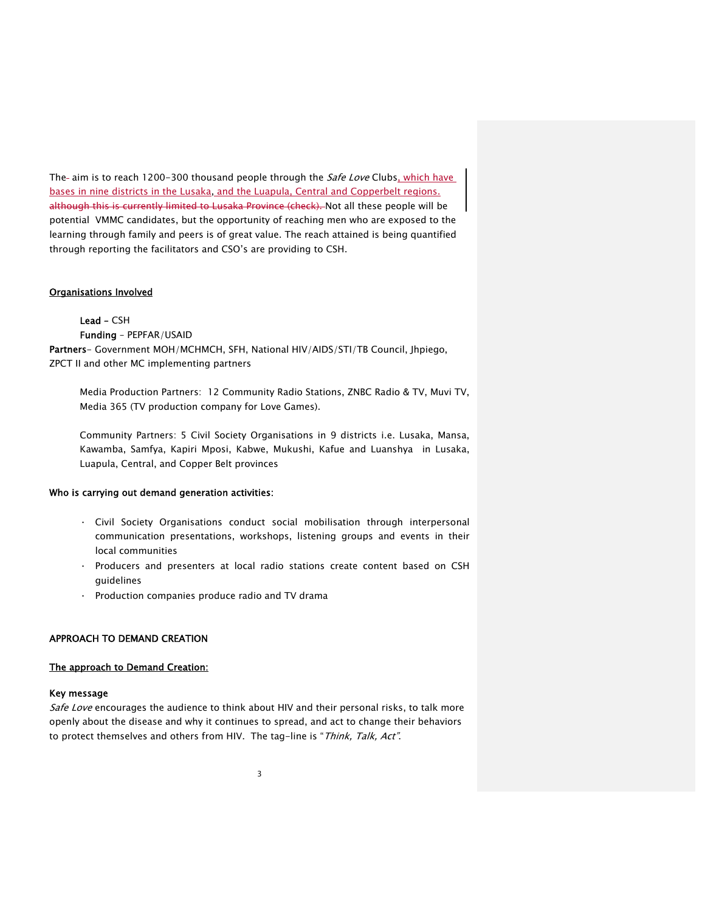The- aim is to reach 1200-300 thousand people through the *Safe Love* Clubs, which have bases in nine districts in the Lusaka, and the Luapula, Central and Copperbelt regions. ~~although this is currently limited to Lusaka Province (check).~~ Not all these people will be potential VMMC candidates, but the opportunity of reaching men who are exposed to the learning through family and peers is of great value. The reach attained is being quantified through reporting the facilitators and CSO's are providing to CSH.

<u>Organisations Involved</u>

**Lead** – CSH

**Funding** – PEPFAR/USAID

**Partners**- Government MOH/MCHMCH, SFH, National HIV/AIDS/STI/TB Council, Jhpiego, ZPCT II and other MC implementing partners

Media Production Partners: 12 Community Radio Stations, ZNBC Radio & TV, Muvi TV, Media 365 (TV production company for Love Games).

Community Partners: 5 Civil Society Organisations in 9 districts i.e. Lusaka, Mansa, Kawamba, Samfya, Kapiri Mposi, Kabwe, Mukushi, Kafue and Luanshya in Lusaka, Luapula, Central, and Copper Belt provinces

**Who is carrying out demand generation activities:**

- Civil Society Organisations conduct social mobilisation through interpersonal communication presentations, workshops, listening groups and events in their local communities
- Producers and presenters at local radio stations create content based on CSH guidelines
- Production companies produce radio and TV drama

**APPROACH TO DEMAND CREATION**

**<u>The approach to Demand Creation:</u>**

**Key message**

*Safe Love* encourages the audience to think about HIV and their personal risks, to talk more openly about the disease and why it continues to spread, and act to change their behaviors to protect themselves and others from HIV. The tag-line is "*Think, Talk, Act".*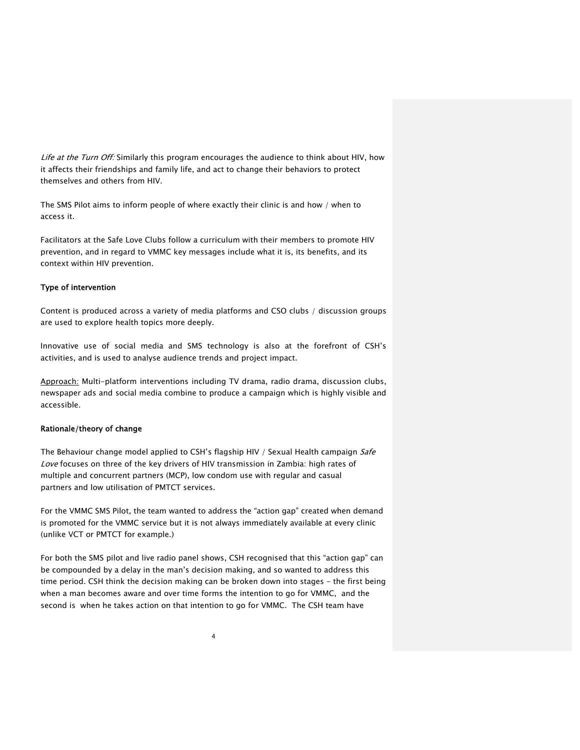*Life at the Turn Off:* Similarly this program encourages the audience to think about HIV, how it affects their friendships and family life, and act to change their behaviors to protect themselves and others from HIV.

The SMS Pilot aims to inform people of where exactly their clinic is and how / when to access it.

Facilitators at the Safe Love Clubs follow a curriculum with their members to promote HIV prevention, and in regard to VMMC key messages include what it is, its benefits, and its context within HIV prevention.

**Type of intervention**

Content is produced across a variety of media platforms and CSO clubs / discussion groups are used to explore health topics more deeply.

Innovative use of social media and SMS technology is also at the forefront of CSH's activities, and is used to analyse audience trends and project impact.

<u>Approach:</u> Multi-platform interventions including TV drama, radio drama, discussion clubs, newspaper ads and social media combine to produce a campaign which is highly visible and accessible.

**Rationale/theory of change**

The Behaviour change model applied to CSH's flagship HIV / Sexual Health campaign *Safe Love* focuses on three of the key drivers of HIV transmission in Zambia: high rates of multiple and concurrent partners (MCP), low condom use with regular and casual partners and low utilisation of PMTCT services.

For the VMMC SMS Pilot, the team wanted to address the "action gap" created when demand is promoted for the VMMC service but it is not always immediately available at every clinic (unlike VCT or PMTCT for example.)

For both the SMS pilot and live radio panel shows, CSH recognised that this "action gap" can be compounded by a delay in the man's decision making, and so wanted to address this time period. CSH think the decision making can be broken down into stages - the first being when a man becomes aware and over time forms the intention to go for VMMC, and the second is when he takes action on that intention to go for VMMC. The CSH team have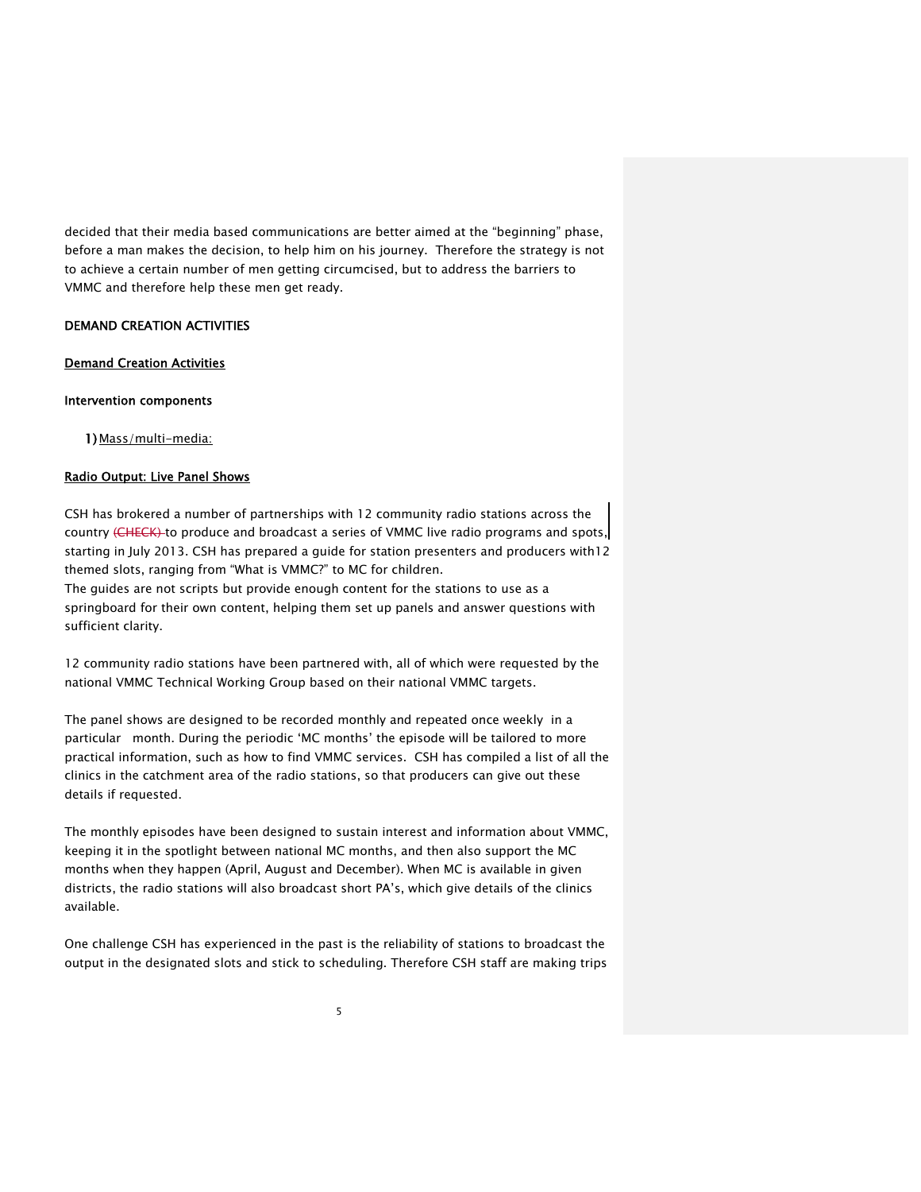decided that their media based communications are better aimed at the "beginning" phase, before a man makes the decision, to help him on his journey. Therefore the strategy is not to achieve a certain number of men getting circumcised, but to address the barriers to VMMC and therefore help these men get ready.

**DEMAND CREATION ACTIVITIES**

**Demand Creation Activities**

**Intervention components**

1) Mass/multi-media:

**Radio Output: Live Panel Shows**

CSH has brokered a number of partnerships with 12 community radio stations across the country ~~(CHECK)~~ to produce and broadcast a series of VMMC live radio programs and spots, starting in July 2013. CSH has prepared a guide for station presenters and producers with12 themed slots, ranging from "What is VMMC?" to MC for children.
The guides are not scripts but provide enough content for the stations to use as a springboard for their own content, helping them set up panels and answer questions with sufficient clarity.

12 community radio stations have been partnered with, all of which were requested by the national VMMC Technical Working Group based on their national VMMC targets.

The panel shows are designed to be recorded monthly and repeated once weekly in a particular month. During the periodic 'MC months' the episode will be tailored to more practical information, such as how to find VMMC services. CSH has compiled a list of all the clinics in the catchment area of the radio stations, so that producers can give out these details if requested.

The monthly episodes have been designed to sustain interest and information about VMMC, keeping it in the spotlight between national MC months, and then also support the MC months when they happen (April, August and December). When MC is available in given districts, the radio stations will also broadcast short PA's, which give details of the clinics available.

One challenge CSH has experienced in the past is the reliability of stations to broadcast the output in the designated slots and stick to scheduling. Therefore CSH staff are making trips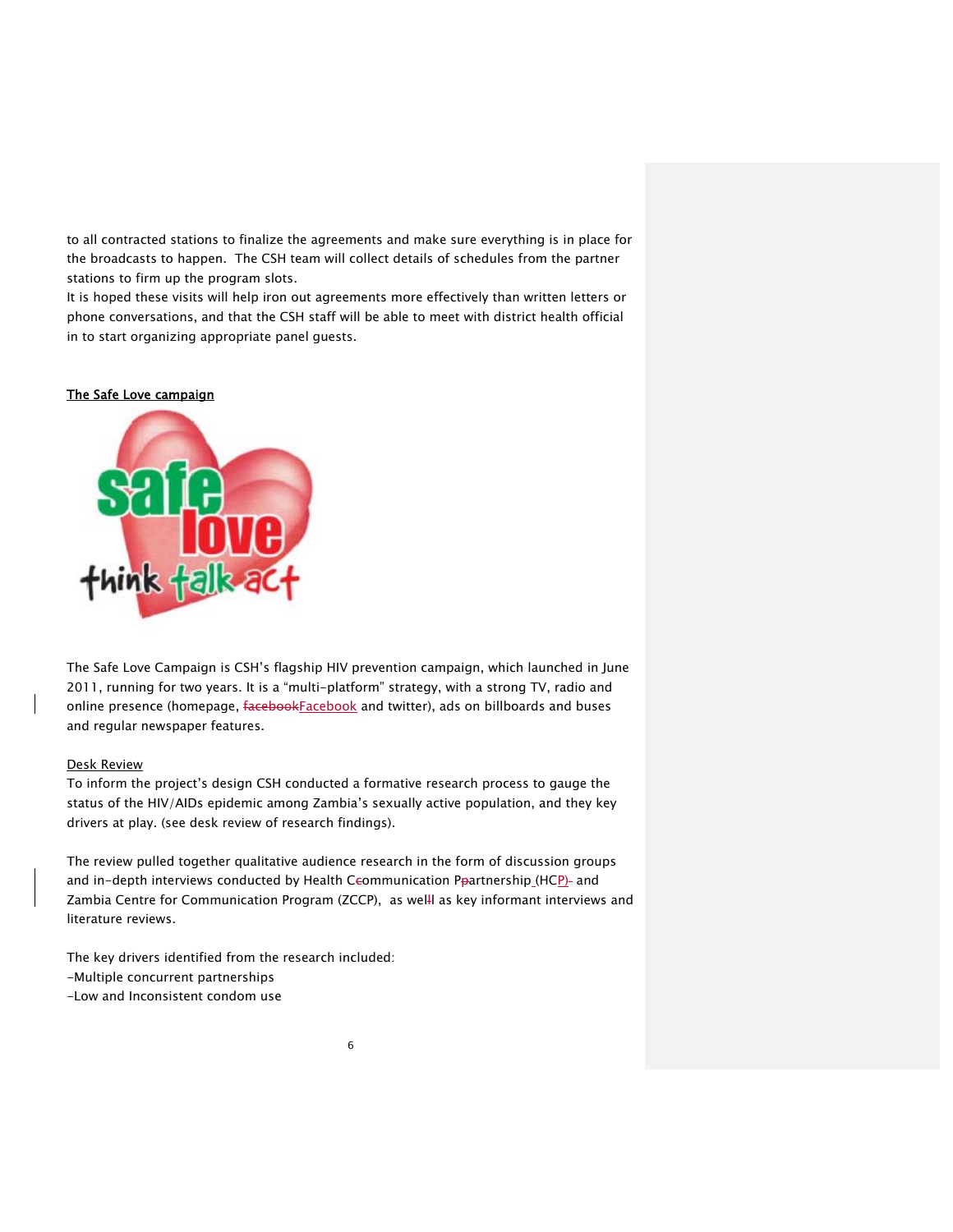to all contracted stations to finalize the agreements and make sure everything is in place for the broadcasts to happen. The CSH team will collect details of schedules from the partner stations to firm up the program slots.
It is hoped these visits will help iron out agreements more effectively than written letters or phone conversations, and that the CSH staff will be able to meet with district health official in to start organizing appropriate panel guests.

**The Safe Love campaign**

The Safe Love Campaign is CSH's flagship HIV prevention campaign, which launched in June 2011, running for two years. It is a "multi-platform" strategy, with a strong TV, radio and online presence (homepage, Facebook and twitter), ads on billboards and buses and regular newspaper features.

Desk Review
To inform the project's design CSH conducted a formative research process to gauge the status of the HIV/AIDs epidemic among Zambia's sexually active population, and they key drivers at play. (see desk review of research findings).

The review pulled together qualitative audience research in the form of discussion groups and in-depth interviews conducted by Health Communication Partnership (HCP) and Zambia Centre for Communication Program (ZCCP), as well as key informant interviews and literature reviews.

The key drivers identified from the research included:
-Multiple concurrent partnerships
-Low and Inconsistent condom use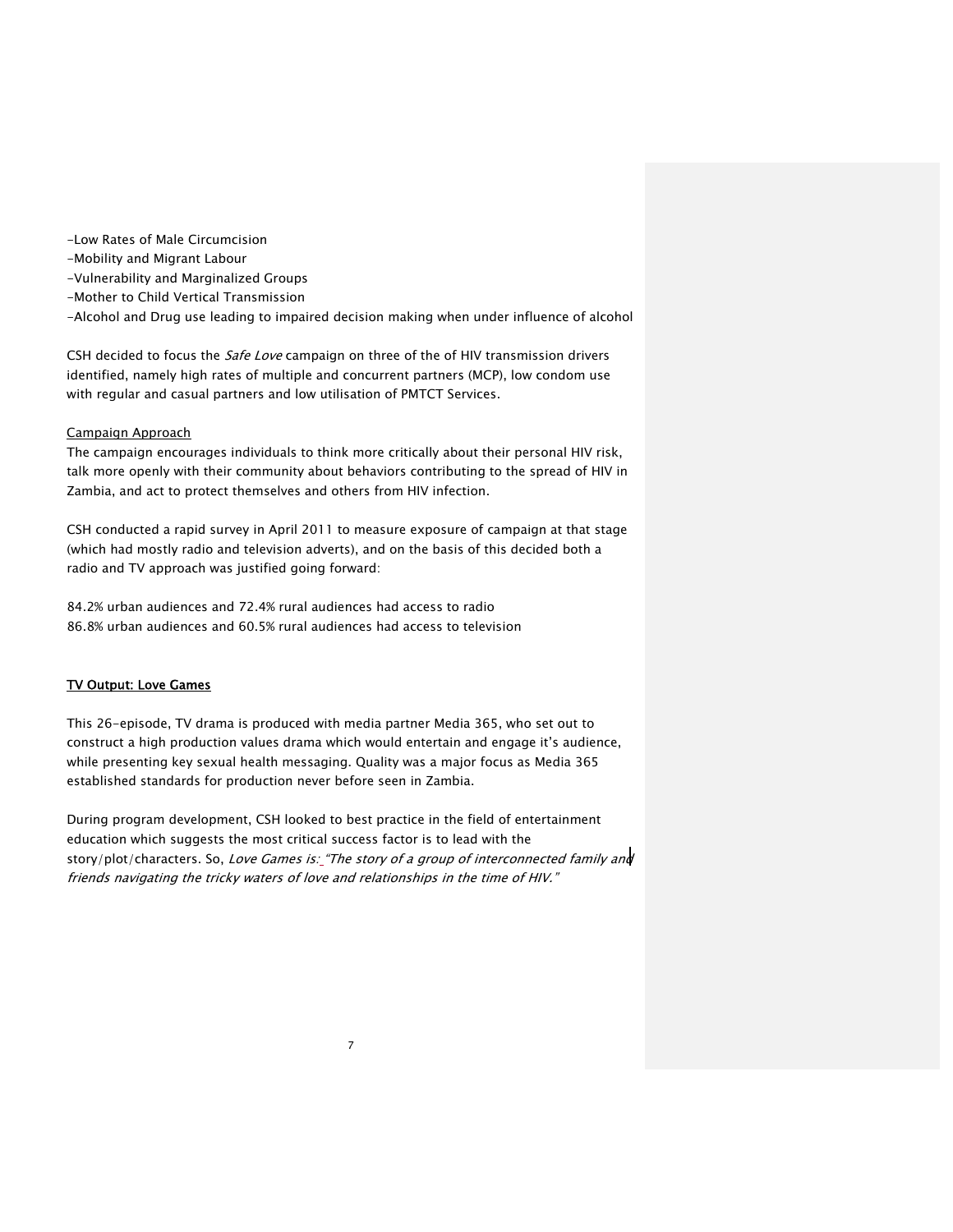-Low Rates of Male Circumcision
-Mobility and Migrant Labour
-Vulnerability and Marginalized Groups
-Mother to Child Vertical Transmission
-Alcohol and Drug use leading to impaired decision making when under influence of alcohol

CSH decided to focus the *Safe Love* campaign on three of the of HIV transmission drivers identified, namely high rates of multiple and concurrent partners (MCP), low condom use with regular and casual partners and low utilisation of PMTCT Services.

Campaign Approach

The campaign encourages individuals to think more critically about their personal HIV risk, talk more openly with their community about behaviors contributing to the spread of HIV in Zambia, and act to protect themselves and others from HIV infection.

CSH conducted a rapid survey in April 2011 to measure exposure of campaign at that stage (which had mostly radio and television adverts), and on the basis of this decided both a radio and TV approach was justified going forward:

84.2% urban audiences and 72.4% rural audiences had access to radio
86.8% urban audiences and 60.5% rural audiences had access to television

**TV Output: Love Games**

This 26-episode, TV drama is produced with media partner Media 365, who set out to construct a high production values drama which would entertain and engage it's audience, while presenting key sexual health messaging. Quality was a major focus as Media 365 established standards for production never before seen in Zambia.

During program development, CSH looked to best practice in the field of entertainment education which suggests the most critical success factor is to lead with the story/plot/characters. So, *Love Games is: "The story of a group of interconnected family and friends navigating the tricky waters of love and relationships in the time of HIV."*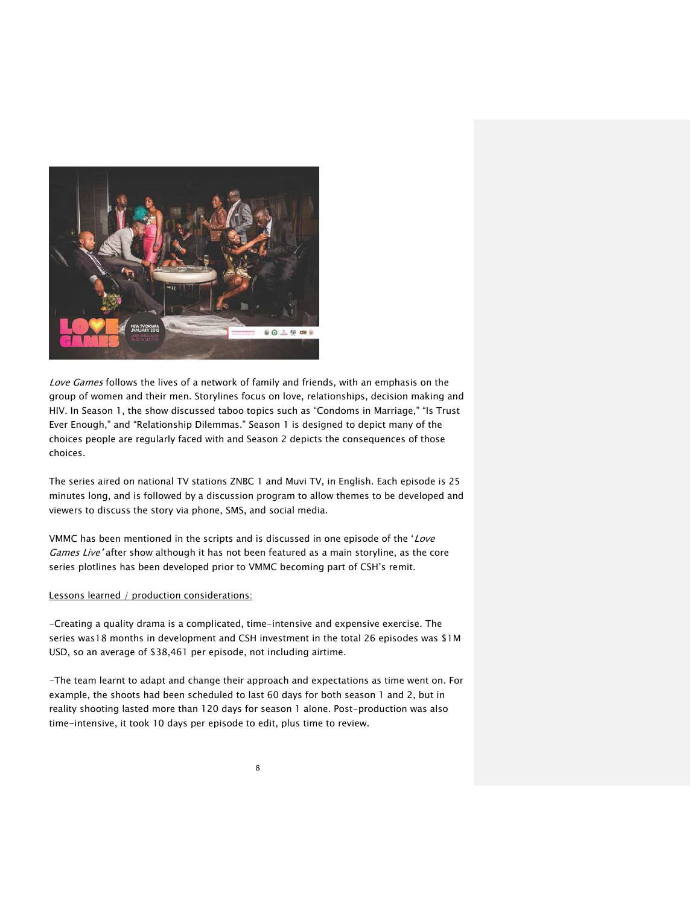*Love Games* follows the lives of a network of family and friends, with an emphasis on the group of women and their men. Storylines focus on love, relationships, decision making and HIV. In Season 1, the show discussed taboo topics such as "Condoms in Marriage," "Is Trust Ever Enough," and "Relationship Dilemmas." Season 1 is designed to depict many of the choices people are regularly faced with and Season 2 depicts the consequences of those choices.

The series aired on national TV stations ZNBC 1 and Muvi TV, in English. Each episode is 25 minutes long, and is followed by a discussion program to allow themes to be developed and viewers to discuss the story via phone, SMS, and social media.

VMMC has been mentioned in the scripts and is discussed in one episode of the '*Love Games Live'* after show although it has not been featured as a main storyline, as the core series plotlines has been developed prior to VMMC becoming part of CSH's remit.

Lessons learned / production considerations:

-Creating a quality drama is a complicated, time-intensive and expensive exercise. The series was18 months in development and CSH investment in the total 26 episodes was $1M USD, so an average of $38,461 per episode, not including airtime.

-The team learnt to adapt and change their approach and expectations as time went on. For example, the shoots had been scheduled to last 60 days for both season 1 and 2, but in reality shooting lasted more than 120 days for season 1 alone. Post-production was also time-intensive, it took 10 days per episode to edit, plus time to review.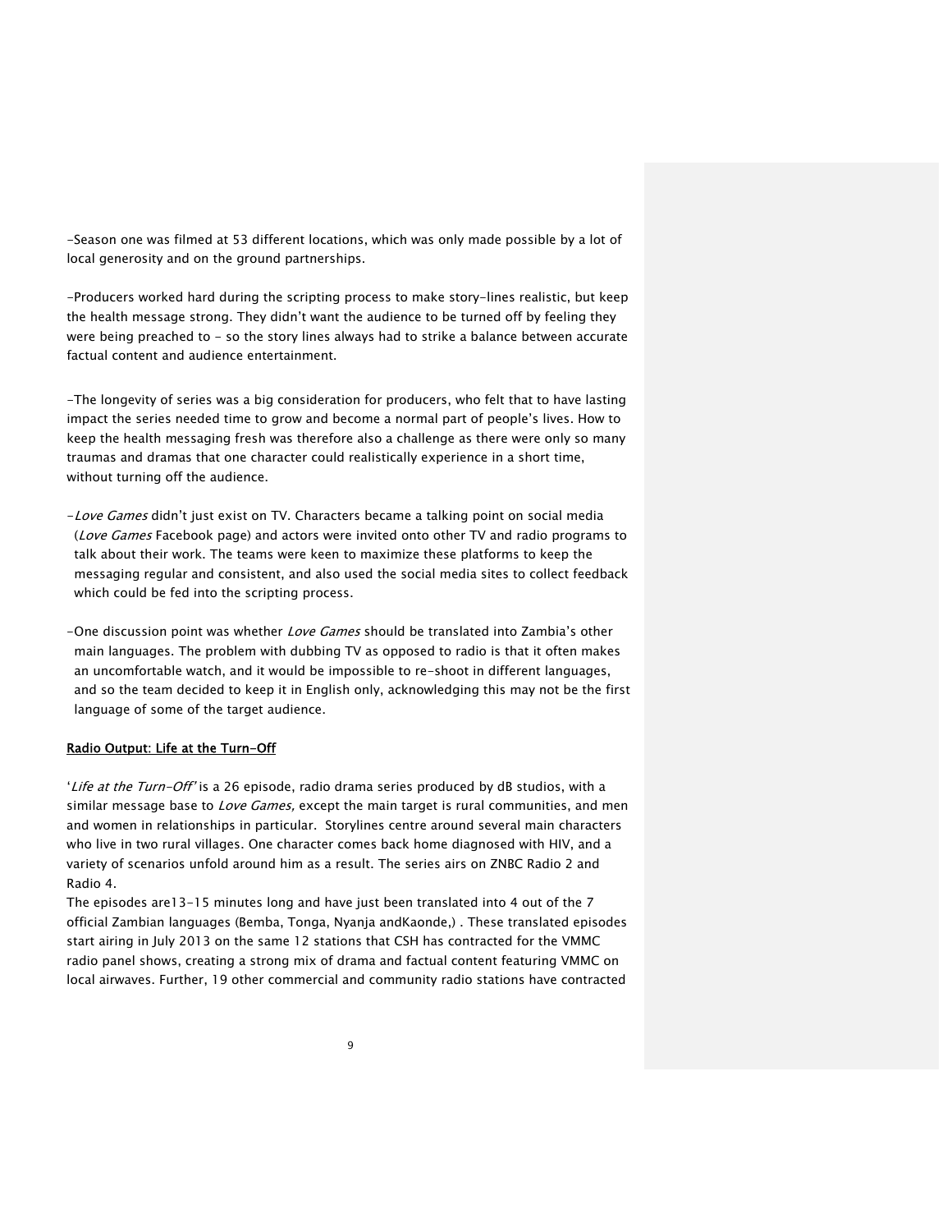-Season one was filmed at 53 different locations, which was only made possible by a lot of local generosity and on the ground partnerships.

-Producers worked hard during the scripting process to make story-lines realistic, but keep the health message strong. They didn't want the audience to be turned off by feeling they were being preached to - so the story lines always had to strike a balance between accurate factual content and audience entertainment.

-The longevity of series was a big consideration for producers, who felt that to have lasting impact the series needed time to grow and become a normal part of people's lives. How to keep the health messaging fresh was therefore also a challenge as there were only so many traumas and dramas that one character could realistically experience in a short time, without turning off the audience.

-*Love Games* didn't just exist on TV. Characters became a talking point on social media (*Love Games* Facebook page) and actors were invited onto other TV and radio programs to talk about their work. The teams were keen to maximize these platforms to keep the messaging regular and consistent, and also used the social media sites to collect feedback which could be fed into the scripting process.

-One discussion point was whether *Love Games* should be translated into Zambia's other main languages. The problem with dubbing TV as opposed to radio is that it often makes an uncomfortable watch, and it would be impossible to re-shoot in different languages, and so the team decided to keep it in English only, acknowledging this may not be the first language of some of the target audience.

**Radio Output: Life at the Turn-Off**

'*Life at the Turn-Off'* is a 26 episode, radio drama series produced by dB studios, with a similar message base to *Love Games,* except the main target is rural communities, and men and women in relationships in particular. Storylines centre around several main characters who live in two rural villages. One character comes back home diagnosed with HIV, and a variety of scenarios unfold around him as a result. The series airs on ZNBC Radio 2 and Radio 4.

The episodes are13-15 minutes long and have just been translated into 4 out of the 7 official Zambian languages (Bemba, Tonga, Nyanja andKaonde,) . These translated episodes start airing in July 2013 on the same 12 stations that CSH has contracted for the VMMC radio panel shows, creating a strong mix of drama and factual content featuring VMMC on local airwaves. Further, 19 other commercial and community radio stations have contracted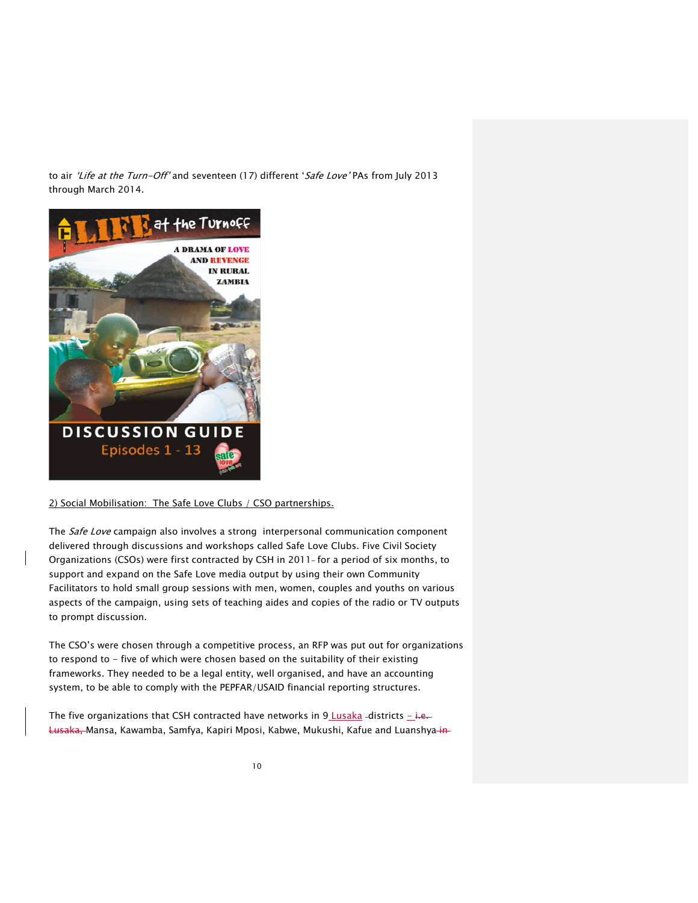to air *'Life at the Turn-Off'* and seventeen (17) different '*Safe Love'* PAs from July 2013 through March 2014.

2) Social Mobilisation: The Safe Love Clubs / CSO partnerships.

The *Safe Love* campaign also involves a strong interpersonal communication component delivered through discussions and workshops called Safe Love Clubs. Five Civil Society Organizations (CSOs) were first contracted by CSH in 2011 for a period of six months, to support and expand on the Safe Love media output by using their own Community Facilitators to hold small group sessions with men, women, couples and youths on various aspects of the campaign, using sets of teaching aides and copies of the radio or TV outputs to prompt discussion.

The CSO's were chosen through a competitive process, an RFP was put out for organizations to respond to – five of which were chosen based on the suitability of their existing frameworks. They needed to be a legal entity, well organised, and have an accounting system, to be able to comply with the PEPFAR/USAID financial reporting structures.

The five organizations that CSH contracted have networks in 9 Lusaka districts – Mansa, Kawamba, Samfya, Kapiri Mposi, Kabwe, Mukushi, Kafue and Luanshya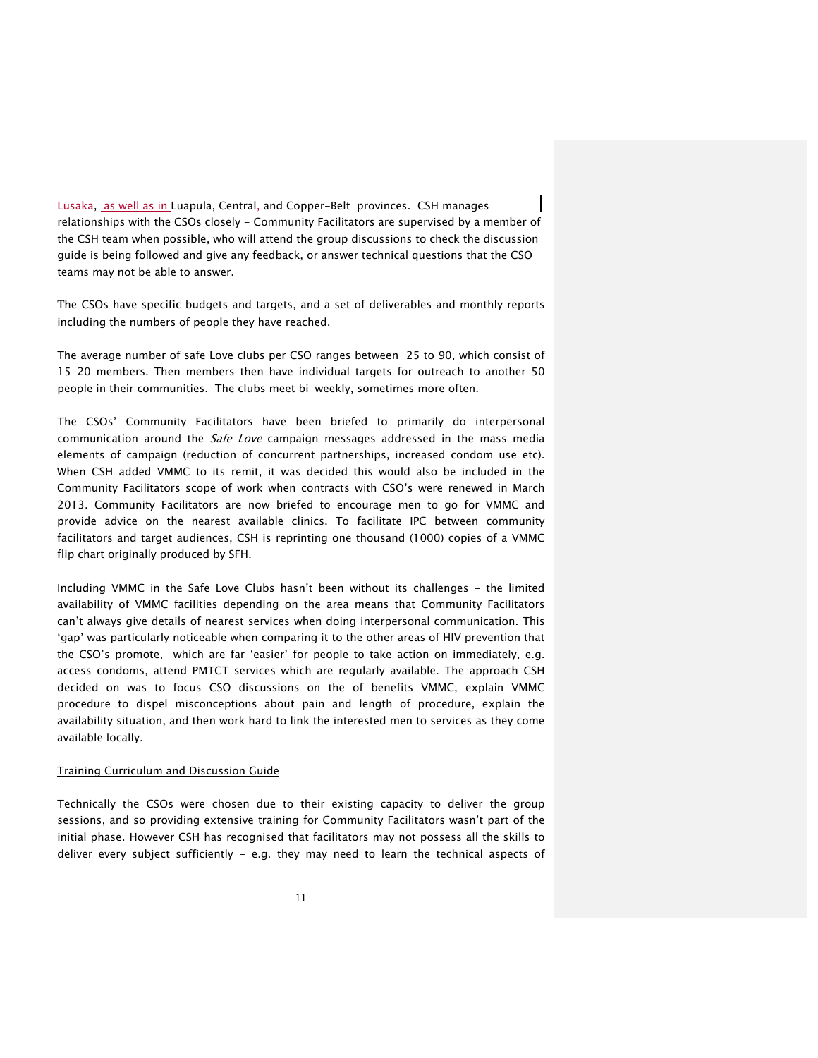~~Lusaka~~, as well as in Luapula, Central~~,~~ and Copper-Belt provinces. CSH manages relationships with the CSOs closely - Community Facilitators are supervised by a member of the CSH team when possible, who will attend the group discussions to check the discussion guide is being followed and give any feedback, or answer technical questions that the CSO teams may not be able to answer.

The CSOs have specific budgets and targets, and a set of deliverables and monthly reports including the numbers of people they have reached.

The average number of safe Love clubs per CSO ranges between 25 to 90, which consist of 15-20 members. Then members then have individual targets for outreach to another 50 people in their communities. The clubs meet bi-weekly, sometimes more often.

The CSOs' Community Facilitators have been briefed to primarily do interpersonal communication around the *Safe Love* campaign messages addressed in the mass media elements of campaign (reduction of concurrent partnerships, increased condom use etc). When CSH added VMMC to its remit, it was decided this would also be included in the Community Facilitators scope of work when contracts with CSO's were renewed in March 2013. Community Facilitators are now briefed to encourage men to go for VMMC and provide advice on the nearest available clinics. To facilitate IPC between community facilitators and target audiences, CSH is reprinting one thousand (1000) copies of a VMMC flip chart originally produced by SFH.

Including VMMC in the Safe Love Clubs hasn't been without its challenges - the limited availability of VMMC facilities depending on the area means that Community Facilitators can't always give details of nearest services when doing interpersonal communication. This 'gap' was particularly noticeable when comparing it to the other areas of HIV prevention that the CSO's promote, which are far 'easier' for people to take action on immediately, e.g. access condoms, attend PMTCT services which are regularly available. The approach CSH decided on was to focus CSO discussions on the of benefits VMMC, explain VMMC procedure to dispel misconceptions about pain and length of procedure, explain the availability situation, and then work hard to link the interested men to services as they come available locally.

Training Curriculum and Discussion Guide

Technically the CSOs were chosen due to their existing capacity to deliver the group sessions, and so providing extensive training for Community Facilitators wasn't part of the initial phase. However CSH has recognised that facilitators may not possess all the skills to deliver every subject sufficiently - e.g. they may need to learn the technical aspects of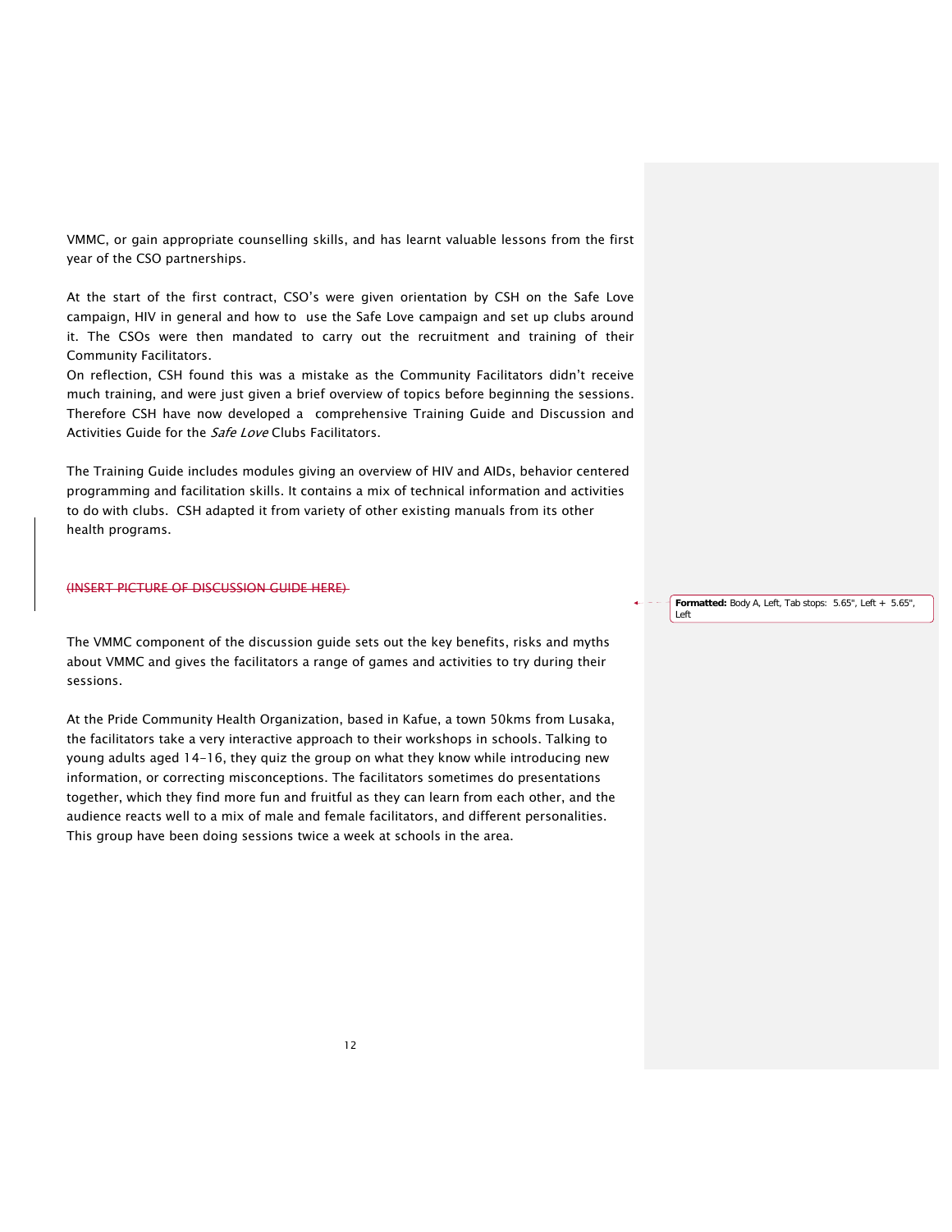VMMC, or gain appropriate counselling skills, and has learnt valuable lessons from the first year of the CSO partnerships.

At the start of the first contract, CSO's were given orientation by CSH on the Safe Love campaign, HIV in general and how to use the Safe Love campaign and set up clubs around it. The CSOs were then mandated to carry out the recruitment and training of their Community Facilitators.
On reflection, CSH found this was a mistake as the Community Facilitators didn't receive much training, and were just given a brief overview of topics before beginning the sessions. Therefore CSH have now developed a comprehensive Training Guide and Discussion and Activities Guide for the *Safe Love* Clubs Facilitators.

The Training Guide includes modules giving an overview of HIV and AIDs, behavior centered programming and facilitation skills. It contains a mix of technical information and activities to do with clubs. CSH adapted it from variety of other existing manuals from its other health programs.

~~(INSERT PICTURE OF DISCUSSION GUIDE HERE)~~

The VMMC component of the discussion guide sets out the key benefits, risks and myths about VMMC and gives the facilitators a range of games and activities to try during their sessions.

At the Pride Community Health Organization, based in Kafue, a town 50kms from Lusaka, the facilitators take a very interactive approach to their workshops in schools. Talking to young adults aged 14-16, they quiz the group on what they know while introducing new information, or correcting misconceptions. The facilitators sometimes do presentations together, which they find more fun and fruitful as they can learn from each other, and the audience reacts well to a mix of male and female facilitators, and different personalities. This group have been doing sessions twice a week at schools in the area.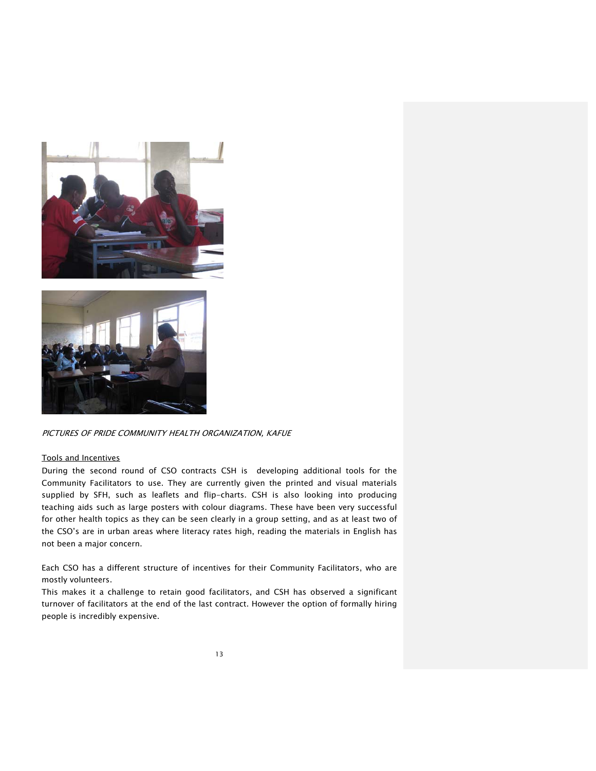*PICTURES OF PRIDE COMMUNITY HEALTH ORGANIZATION, KAFUE*

Tools and Incentives

During the second round of CSO contracts CSH is developing additional tools for the Community Facilitators to use. They are currently given the printed and visual materials supplied by SFH, such as leaflets and flip-charts. CSH is also looking into producing teaching aids such as large posters with colour diagrams. These have been very successful for other health topics as they can be seen clearly in a group setting, and as at least two of the CSO's are in urban areas where literacy rates high, reading the materials in English has not been a major concern.

Each CSO has a different structure of incentives for their Community Facilitators, who are mostly volunteers.

This makes it a challenge to retain good facilitators, and CSH has observed a significant turnover of facilitators at the end of the last contract. However the option of formally hiring people is incredibly expensive.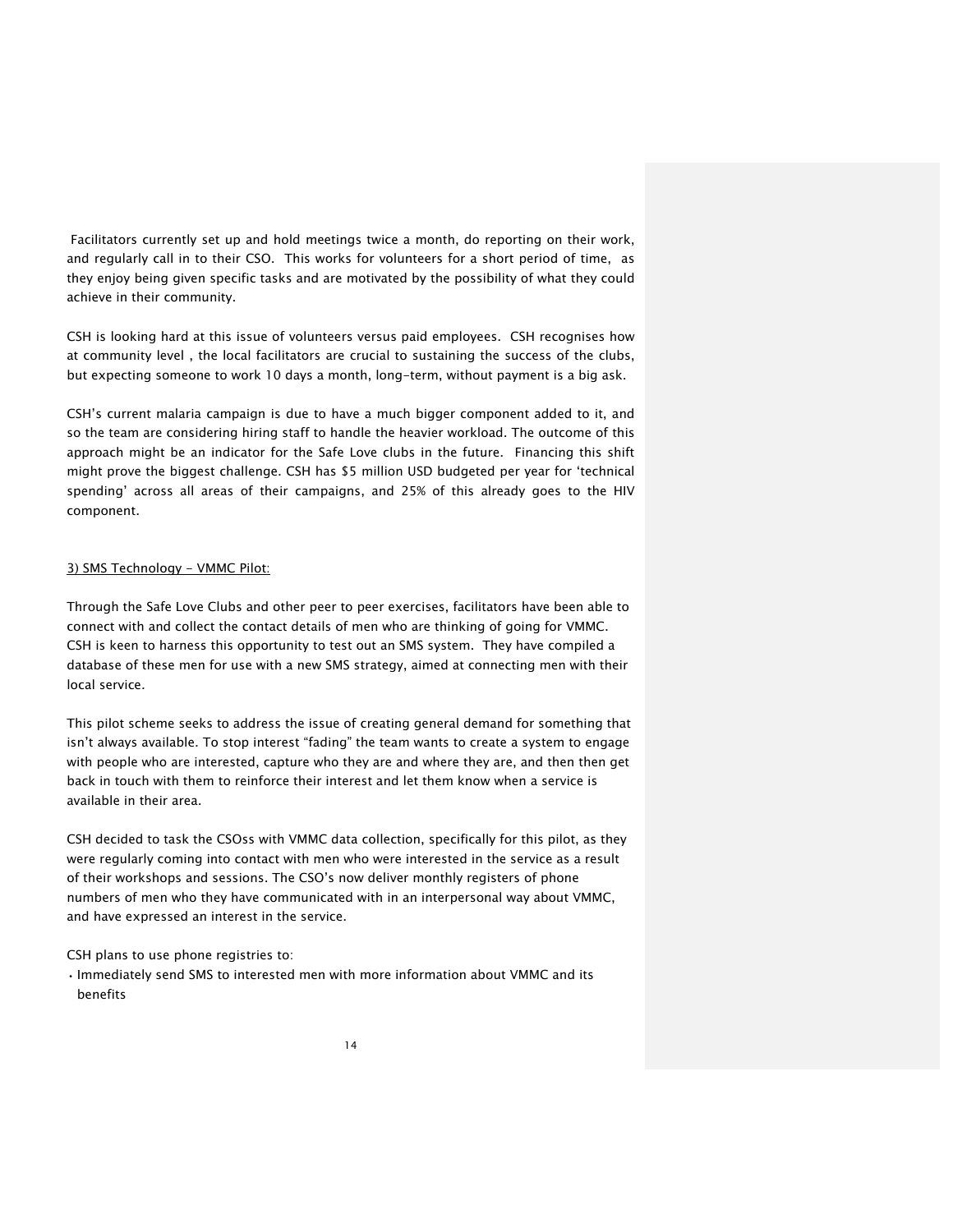Facilitators currently set up and hold meetings twice a month, do reporting on their work, and regularly call in to their CSO. This works for volunteers for a short period of time, as they enjoy being given specific tasks and are motivated by the possibility of what they could achieve in their community.

CSH is looking hard at this issue of volunteers versus paid employees. CSH recognises how at community level , the local facilitators are crucial to sustaining the success of the clubs, but expecting someone to work 10 days a month, long-term, without payment is a big ask.

CSH's current malaria campaign is due to have a much bigger component added to it, and so the team are considering hiring staff to handle the heavier workload. The outcome of this approach might be an indicator for the Safe Love clubs in the future. Financing this shift might prove the biggest challenge. CSH has $5 million USD budgeted per year for 'technical spending' across all areas of their campaigns, and 25% of this already goes to the HIV component.

<u>3) SMS Technology – VMMC Pilot:</u>

Through the Safe Love Clubs and other peer to peer exercises, facilitators have been able to connect with and collect the contact details of men who are thinking of going for VMMC. CSH is keen to harness this opportunity to test out an SMS system. They have compiled a database of these men for use with a new SMS strategy, aimed at connecting men with their local service.

This pilot scheme seeks to address the issue of creating general demand for something that isn't always available. To stop interest "fading" the team wants to create a system to engage with people who are interested, capture who they are and where they are, and then then get back in touch with them to reinforce their interest and let them know when a service is available in their area.

CSH decided to task the CSOss with VMMC data collection, specifically for this pilot, as they were regularly coming into contact with men who were interested in the service as a result of their workshops and sessions. The CSO's now deliver monthly registers of phone numbers of men who they have communicated with in an interpersonal way about VMMC, and have expressed an interest in the service.

CSH plans to use phone registries to:

- Immediately send SMS to interested men with more information about VMMC and its benefits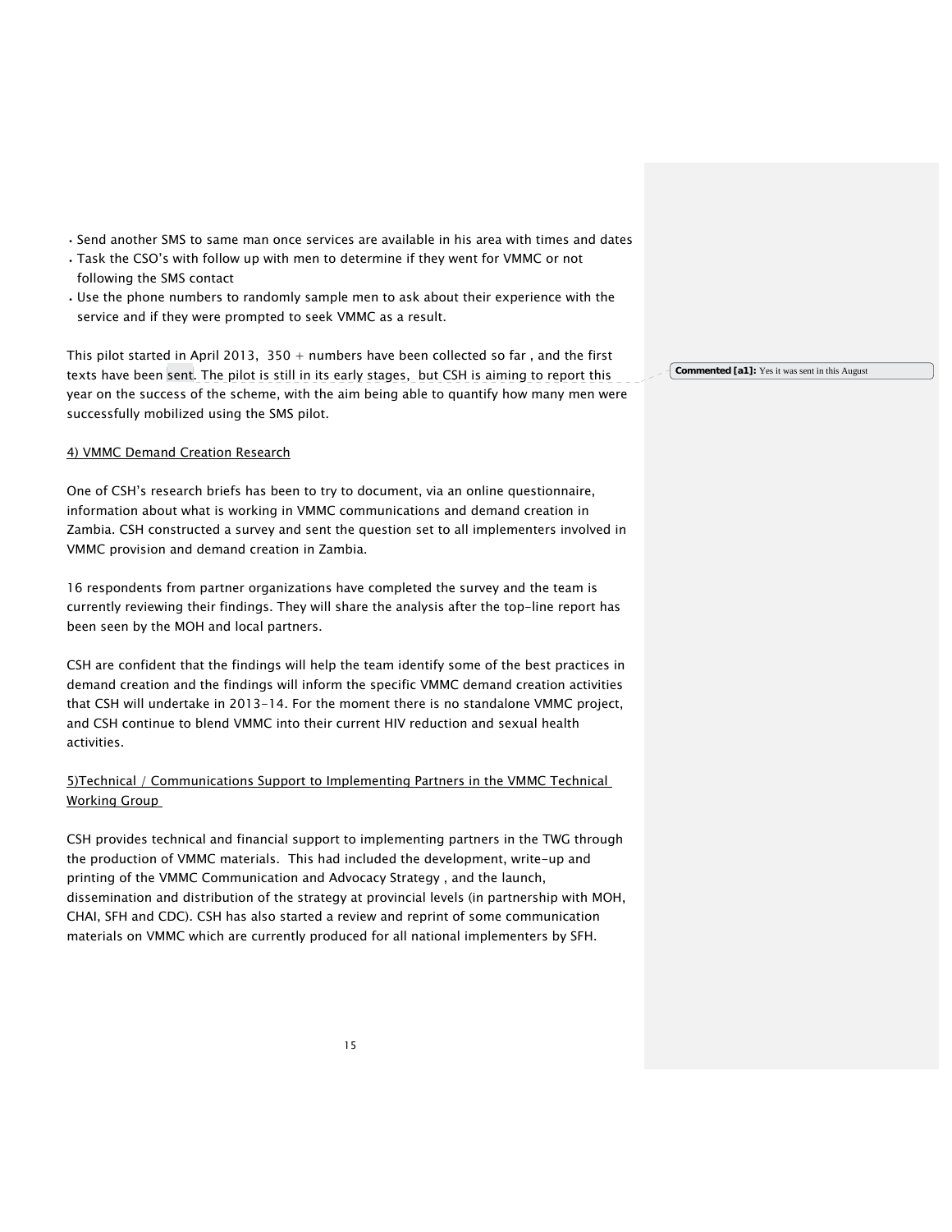- Send another SMS to same man once services are available in his area with times and dates
- Task the CSO's with follow up with men to determine if they went for VMMC or not following the SMS contact
- Use the phone numbers to randomly sample men to ask about their experience with the service and if they were prompted to seek VMMC as a result.

This pilot started in April 2013, 350 + numbers have been collected so far , and the first texts have been sent. The pilot is still in its early stages, but CSH is aiming to report this year on the success of the scheme, with the aim being able to quantify how many men were successfully mobilized using the SMS pilot.

**Commented [a1]:** Yes it was sent in this August

4) VMMC Demand Creation Research

One of CSH's research briefs has been to try to document, via an online questionnaire, information about what is working in VMMC communications and demand creation in Zambia. CSH constructed a survey and sent the question set to all implementers involved in VMMC provision and demand creation in Zambia.

16 respondents from partner organizations have completed the survey and the team is currently reviewing their findings. They will share the analysis after the top-line report has been seen by the MOH and local partners.

CSH are confident that the findings will help the team identify some of the best practices in demand creation and the findings will inform the specific VMMC demand creation activities that CSH will undertake in 2013-14. For the moment there is no standalone VMMC project, and CSH continue to blend VMMC into their current HIV reduction and sexual health activities.

5)Technical / Communications Support to Implementing Partners in the VMMC Technical Working Group

CSH provides technical and financial support to implementing partners in the TWG through the production of VMMC materials. This had included the development, write-up and printing of the VMMC Communication and Advocacy Strategy , and the launch, dissemination and distribution of the strategy at provincial levels (in partnership with MOH, CHAI, SFH and CDC). CSH has also started a review and reprint of some communication materials on VMMC which are currently produced for all national implementers by SFH.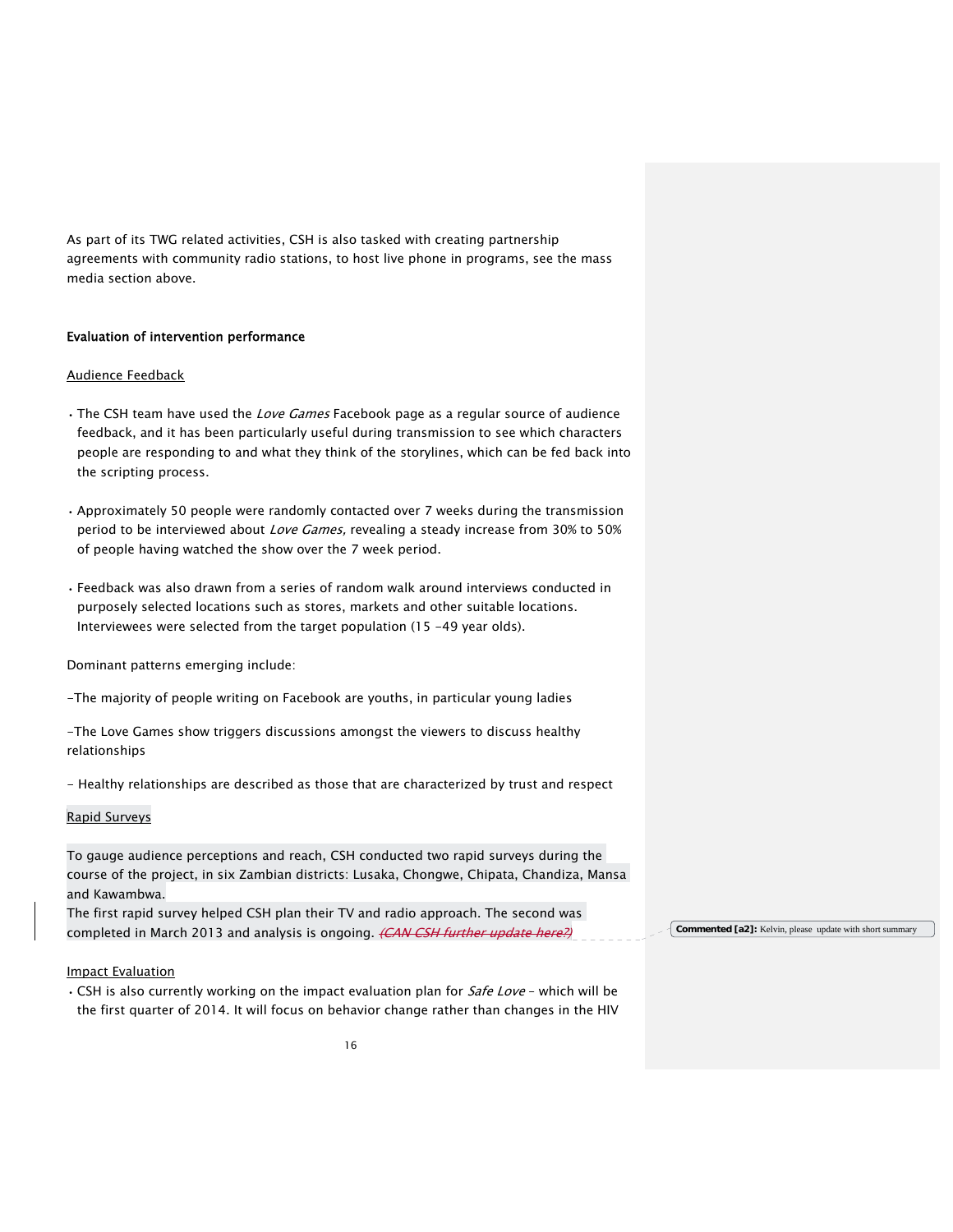As part of its TWG related activities, CSH is also tasked with creating partnership agreements with community radio stations, to host live phone in programs, see the mass media section above.

**Evaluation of intervention performance**

Audience Feedback

- The CSH team have used the *Love Games* Facebook page as a regular source of audience feedback, and it has been particularly useful during transmission to see which characters people are responding to and what they think of the storylines, which can be fed back into the scripting process.

- Approximately 50 people were randomly contacted over 7 weeks during the transmission period to be interviewed about *Love Games,* revealing a steady increase from 30% to 50% of people having watched the show over the 7 week period.

- Feedback was also drawn from a series of random walk around interviews conducted in purposely selected locations such as stores, markets and other suitable locations. Interviewees were selected from the target population (15 -49 year olds).

Dominant patterns emerging include:

-The majority of people writing on Facebook are youths, in particular young ladies

-The Love Games show triggers discussions amongst the viewers to discuss healthy relationships

- Healthy relationships are described as those that are characterized by trust and respect

Rapid Surveys

To gauge audience perceptions and reach, CSH conducted two rapid surveys during the course of the project, in six Zambian districts: Lusaka, Chongwe, Chipata, Chandiza, Mansa and Kawambwa.
The first rapid survey helped CSH plan their TV and radio approach. The second was completed in March 2013 and analysis is ongoing. ~~*(CAN CSH further update here?)*~~

**Commented [a2]:** Kelvin, please update with short summary

Impact Evaluation

- CSH is also currently working on the impact evaluation plan for *Safe Love* – which will be the first quarter of 2014. It will focus on behavior change rather than changes in the HIV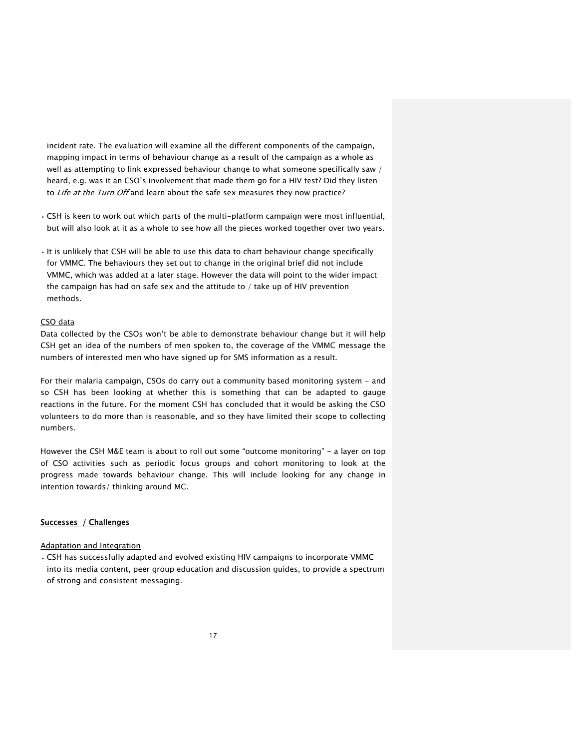incident rate. The evaluation will examine all the different components of the campaign, mapping impact in terms of behaviour change as a result of the campaign as a whole as well as attempting to link expressed behaviour change to what someone specifically saw / heard, e.g. was it an CSO's involvement that made them go for a HIV test? Did they listen to *Life at the Turn Off* and learn about the safe sex measures they now practice?

- CSH is keen to work out which parts of the multi-platform campaign were most influential, but will also look at it as a whole to see how all the pieces worked together over two years.

- It is unlikely that CSH will be able to use this data to chart behaviour change specifically for VMMC. The behaviours they set out to change in the original brief did not include VMMC, which was added at a later stage. However the data will point to the wider impact the campaign has had on safe sex and the attitude to / take up of HIV prevention methods.

CSO data

Data collected by the CSOs won't be able to demonstrate behaviour change but it will help CSH get an idea of the numbers of men spoken to, the coverage of the VMMC message the numbers of interested men who have signed up for SMS information as a result.

For their malaria campaign, CSOs do carry out a community based monitoring system – and so CSH has been looking at whether this is something that can be adapted to gauge reactions in the future. For the moment CSH has concluded that it would be asking the CSO volunteers to do more than is reasonable, and so they have limited their scope to collecting numbers.

However the CSH M&E team is about to roll out some "outcome monitoring" – a layer on top of CSO activities such as periodic focus groups and cohort monitoring to look at the progress made towards behaviour change. This will include looking for any change in intention towards/ thinking around MC.

**Successes / Challenges**

Adaptation and Integration

- CSH has successfully adapted and evolved existing HIV campaigns to incorporate VMMC into its media content, peer group education and discussion guides, to provide a spectrum of strong and consistent messaging.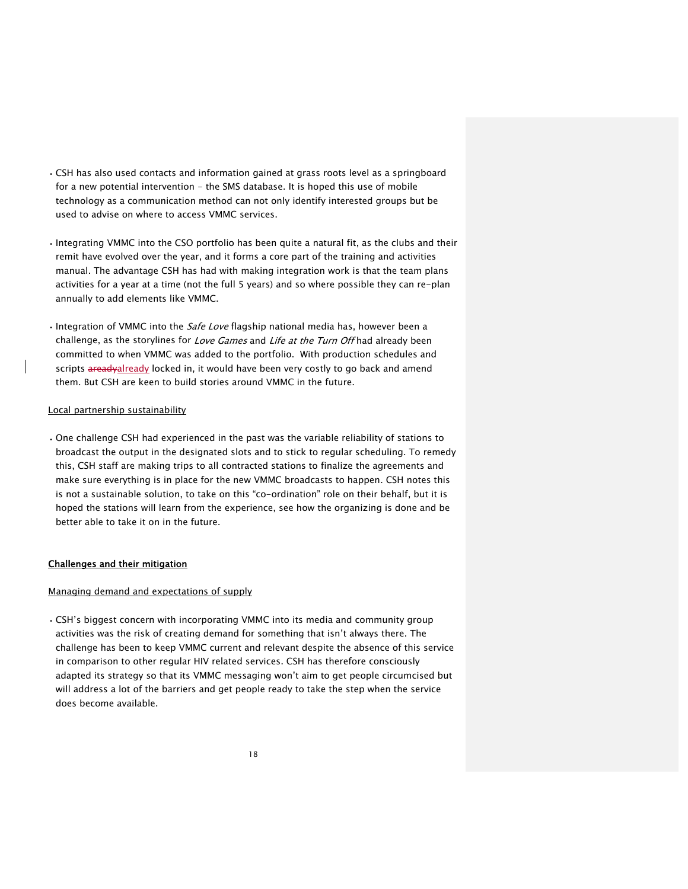- CSH has also used contacts and information gained at grass roots level as a springboard for a new potential intervention - the SMS database. It is hoped this use of mobile technology as a communication method can not only identify interested groups but be used to advise on where to access VMMC services.

- Integrating VMMC into the CSO portfolio has been quite a natural fit, as the clubs and their remit have evolved over the year, and it forms a core part of the training and activities manual. The advantage CSH has had with making integration work is that the team plans activities for a year at a time (not the full 5 years) and so where possible they can re-plan annually to add elements like VMMC.

- Integration of VMMC into the *Safe Love* flagship national media has, however been a challenge, as the storylines for *Love Games* and *Life at the Turn Off* had already been committed to when VMMC was added to the portfolio. With production schedules and scripts already locked in, it would have been very costly to go back and amend them. But CSH are keen to build stories around VMMC in the future.

Local partnership sustainability

- One challenge CSH had experienced in the past was the variable reliability of stations to broadcast the output in the designated slots and to stick to regular scheduling. To remedy this, CSH staff are making trips to all contracted stations to finalize the agreements and make sure everything is in place for the new VMMC broadcasts to happen. CSH notes this is not a sustainable solution, to take on this "co-ordination" role on their behalf, but it is hoped the stations will learn from the experience, see how the organizing is done and be better able to take it on in the future.

**Challenges and their mitigation**

Managing demand and expectations of supply

- CSH's biggest concern with incorporating VMMC into its media and community group activities was the risk of creating demand for something that isn't always there. The challenge has been to keep VMMC current and relevant despite the absence of this service in comparison to other regular HIV related services. CSH has therefore consciously adapted its strategy so that its VMMC messaging won't aim to get people circumcised but will address a lot of the barriers and get people ready to take the step when the service does become available.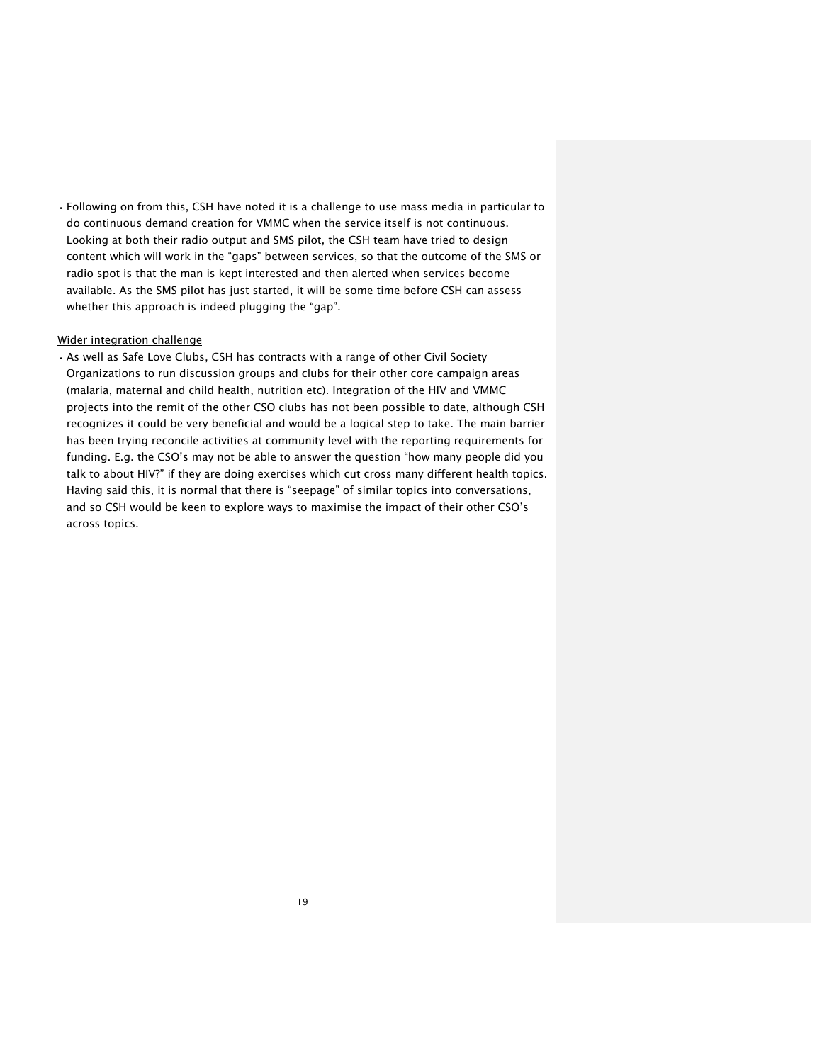- Following on from this, CSH have noted it is a challenge to use mass media in particular to do continuous demand creation for VMMC when the service itself is not continuous. Looking at both their radio output and SMS pilot, the CSH team have tried to design content which will work in the "gaps" between services, so that the outcome of the SMS or radio spot is that the man is kept interested and then alerted when services become available. As the SMS pilot has just started, it will be some time before CSH can assess whether this approach is indeed plugging the "gap".

<u>Wider integration challenge</u>

- As well as Safe Love Clubs, CSH has contracts with a range of other Civil Society Organizations to run discussion groups and clubs for their other core campaign areas (malaria, maternal and child health, nutrition etc). Integration of the HIV and VMMC projects into the remit of the other CSO clubs has not been possible to date, although CSH recognizes it could be very beneficial and would be a logical step to take. The main barrier has been trying reconcile activities at community level with the reporting requirements for funding. E.g. the CSO's may not be able to answer the question "how many people did you talk to about HIV?" if they are doing exercises which cut cross many different health topics. Having said this, it is normal that there is "seepage" of similar topics into conversations, and so CSH would be keen to explore ways to maximise the impact of their other CSO's across topics.